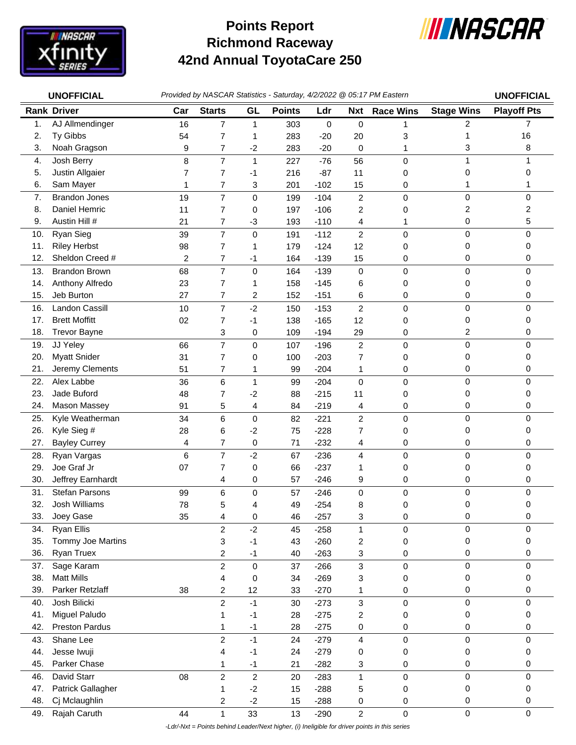# Points Report
# Richmond Raceway
# 42nd Annual ToyotaCare 250

**UNOFFICIAL** *Provided by NASCAR Statistics - Saturday, 4/2/2022 @ 05:17 PM Eastern* **UNOFFICIAL**

| Rank | Driver | Car | Starts | GL | Points | Ldr | Nxt | Race Wins | Stage Wins | Playoff Pts |
|---|---|---|---|---|---|---|---|---|---|---|
| 1. | AJ Allmendinger | 16 | 7 | 1 | 303 | 0 | 0 | 1 | 2 | 7 |
| 2. | Ty Gibbs | 54 | 7 | 1 | 283 | -20 | 20 | 3 | 1 | 16 |
| 3. | Noah Gragson | 9 | 7 | -2 | 283 | -20 | 0 | 1 | 3 | 8 |
| 4. | Josh Berry | 8 | 7 | 1 | 227 | -76 | 56 | 0 | 1 | 1 |
| 5. | Justin Allgaier | 7 | 7 | -1 | 216 | -87 | 11 | 0 | 0 | 0 |
| 6. | Sam Mayer | 1 | 7 | 3 | 201 | -102 | 15 | 0 | 1 | 1 |
| 7. | Brandon Jones | 19 | 7 | 0 | 199 | -104 | 2 | 0 | 0 | 0 |
| 8. | Daniel Hemric | 11 | 7 | 0 | 197 | -106 | 2 | 0 | 2 | 2 |
| 9. | Austin Hill # | 21 | 7 | -3 | 193 | -110 | 4 | 1 | 0 | 5 |
| 10. | Ryan Sieg | 39 | 7 | 0 | 191 | -112 | 2 | 0 | 0 | 0 |
| 11. | Riley Herbst | 98 | 7 | 1 | 179 | -124 | 12 | 0 | 0 | 0 |
| 12. | Sheldon Creed # | 2 | 7 | -1 | 164 | -139 | 15 | 0 | 0 | 0 |
| 13. | Brandon Brown | 68 | 7 | 0 | 164 | -139 | 0 | 0 | 0 | 0 |
| 14. | Anthony Alfredo | 23 | 7 | 1 | 158 | -145 | 6 | 0 | 0 | 0 |
| 15. | Jeb Burton | 27 | 7 | 2 | 152 | -151 | 6 | 0 | 0 | 0 |
| 16. | Landon Cassill | 10 | 7 | -2 | 150 | -153 | 2 | 0 | 0 | 0 |
| 17. | Brett Moffitt | 02 | 7 | -1 | 138 | -165 | 12 | 0 | 0 | 0 |
| 18. | Trevor Bayne | | 3 | 0 | 109 | -194 | 29 | 0 | 2 | 0 |
| 19. | JJ Yeley | 66 | 7 | 0 | 107 | -196 | 2 | 0 | 0 | 0 |
| 20. | Myatt Snider | 31 | 7 | 0 | 100 | -203 | 7 | 0 | 0 | 0 |
| 21. | Jeremy Clements | 51 | 7 | 1 | 99 | -204 | 1 | 0 | 0 | 0 |
| 22. | Alex Labbe | 36 | 6 | 1 | 99 | -204 | 0 | 0 | 0 | 0 |
| 23. | Jade Buford | 48 | 7 | -2 | 88 | -215 | 11 | 0 | 0 | 0 |
| 24. | Mason Massey | 91 | 5 | 4 | 84 | -219 | 4 | 0 | 0 | 0 |
| 25. | Kyle Weatherman | 34 | 6 | 0 | 82 | -221 | 2 | 0 | 0 | 0 |
| 26. | Kyle Sieg # | 28 | 6 | -2 | 75 | -228 | 7 | 0 | 0 | 0 |
| 27. | Bayley Currey | 4 | 7 | 0 | 71 | -232 | 4 | 0 | 0 | 0 |
| 28. | Ryan Vargas | 6 | 7 | -2 | 67 | -236 | 4 | 0 | 0 | 0 |
| 29. | Joe Graf Jr | 07 | 7 | 0 | 66 | -237 | 1 | 0 | 0 | 0 |
| 30. | Jeffrey Earnhardt | | 4 | 0 | 57 | -246 | 9 | 0 | 0 | 0 |
| 31. | Stefan Parsons | 99 | 6 | 0 | 57 | -246 | 0 | 0 | 0 | 0 |
| 32. | Josh Williams | 78 | 5 | 4 | 49 | -254 | 8 | 0 | 0 | 0 |
| 33. | Joey Gase | 35 | 4 | 0 | 46 | -257 | 3 | 0 | 0 | 0 |
| 34. | Ryan Ellis | | 2 | -2 | 45 | -258 | 1 | 0 | 0 | 0 |
| 35. | Tommy Joe Martins | | 3 | -1 | 43 | -260 | 2 | 0 | 0 | 0 |
| 36. | Ryan Truex | | 2 | -1 | 40 | -263 | 3 | 0 | 0 | 0 |
| 37. | Sage Karam | | 2 | 0 | 37 | -266 | 3 | 0 | 0 | 0 |
| 38. | Matt Mills | | 4 | 0 | 34 | -269 | 3 | 0 | 0 | 0 |
| 39. | Parker Retzlaff | 38 | 2 | 12 | 33 | -270 | 1 | 0 | 0 | 0 |
| 40. | Josh Bilicki | | 2 | -1 | 30 | -273 | 3 | 0 | 0 | 0 |
| 41. | Miguel Paludo | | 1 | -1 | 28 | -275 | 2 | 0 | 0 | 0 |
| 42. | Preston Pardus | | 1 | -1 | 28 | -275 | 0 | 0 | 0 | 0 |
| 43. | Shane Lee | | 2 | -1 | 24 | -279 | 4 | 0 | 0 | 0 |
| 44. | Jesse Iwuji | | 4 | -1 | 24 | -279 | 0 | 0 | 0 | 0 |
| 45. | Parker Chase | | 1 | -1 | 21 | -282 | 3 | 0 | 0 | 0 |
| 46. | David Starr | 08 | 2 | 2 | 20 | -283 | 1 | 0 | 0 | 0 |
| 47. | Patrick Gallagher | | 1 | -2 | 15 | -288 | 5 | 0 | 0 | 0 |
| 48. | Cj Mclaughlin | | 2 | -2 | 15 | -288 | 0 | 0 | 0 | 0 |
| 49. | Rajah Caruth | 44 | 1 | 33 | 13 | -290 | 2 | 0 | 0 | 0 |

*-Ldr/-Nxt = Points behind Leader/Next higher, (i) Ineligible for driver points in this series*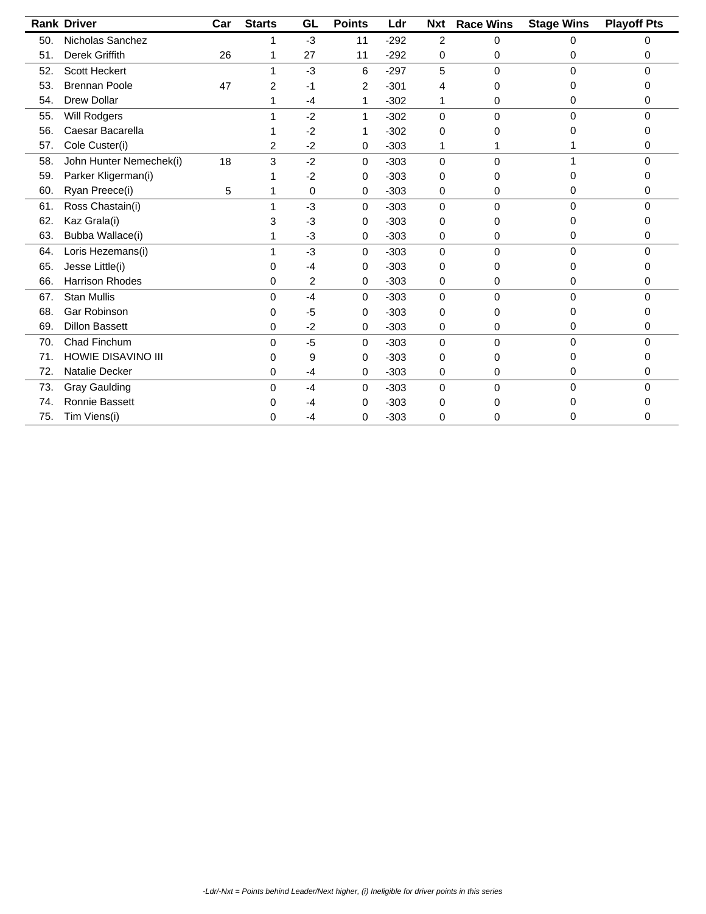| Rank | Driver | Car | Starts | GL | Points | Ldr | Nxt | Race Wins | Stage Wins | Playoff Pts |
|---|---|---|---|---|---|---|---|---|---|---|
| 50. | Nicholas Sanchez | | 1 | -3 | 11 | -292 | 2 | 0 | 0 | 0 |
| 51. | Derek Griffith | 26 | 1 | 27 | 11 | -292 | 0 | 0 | 0 | 0 |
| 52. | Scott Heckert | | 1 | -3 | 6 | -297 | 5 | 0 | 0 | 0 |
| 53. | Brennan Poole | 47 | 2 | -1 | 2 | -301 | 4 | 0 | 0 | 0 |
| 54. | Drew Dollar | | 1 | -4 | 1 | -302 | 1 | 0 | 0 | 0 |
| 55. | Will Rodgers | | 1 | -2 | 1 | -302 | 0 | 0 | 0 | 0 |
| 56. | Caesar Bacarella | | 1 | -2 | 1 | -302 | 0 | 0 | 0 | 0 |
| 57. | Cole Custer(i) | | 2 | -2 | 0 | -303 | 1 | 1 | 1 | 0 |
| 58. | John Hunter Nemechek(i) | 18 | 3 | -2 | 0 | -303 | 0 | 0 | 1 | 0 |
| 59. | Parker Kligerman(i) | | 1 | -2 | 0 | -303 | 0 | 0 | 0 | 0 |
| 60. | Ryan Preece(i) | 5 | 1 | 0 | 0 | -303 | 0 | 0 | 0 | 0 |
| 61. | Ross Chastain(i) | | 1 | -3 | 0 | -303 | 0 | 0 | 0 | 0 |
| 62. | Kaz Grala(i) | | 3 | -3 | 0 | -303 | 0 | 0 | 0 | 0 |
| 63. | Bubba Wallace(i) | | 1 | -3 | 0 | -303 | 0 | 0 | 0 | 0 |
| 64. | Loris Hezemans(i) | | 1 | -3 | 0 | -303 | 0 | 0 | 0 | 0 |
| 65. | Jesse Little(i) | | 0 | -4 | 0 | -303 | 0 | 0 | 0 | 0 |
| 66. | Harrison Rhodes | | 0 | 2 | 0 | -303 | 0 | 0 | 0 | 0 |
| 67. | Stan Mullis | | 0 | -4 | 0 | -303 | 0 | 0 | 0 | 0 |
| 68. | Gar Robinson | | 0 | -5 | 0 | -303 | 0 | 0 | 0 | 0 |
| 69. | Dillon Bassett | | 0 | -2 | 0 | -303 | 0 | 0 | 0 | 0 |
| 70. | Chad Finchum | | 0 | -5 | 0 | -303 | 0 | 0 | 0 | 0 |
| 71. | HOWIE DISAVINO III | | 0 | 9 | 0 | -303 | 0 | 0 | 0 | 0 |
| 72. | Natalie Decker | | 0 | -4 | 0 | -303 | 0 | 0 | 0 | 0 |
| 73. | Gray Gaulding | | 0 | -4 | 0 | -303 | 0 | 0 | 0 | 0 |
| 74. | Ronnie Bassett | | 0 | -4 | 0 | -303 | 0 | 0 | 0 | 0 |
| 75. | Tim Viens(i) | | 0 | -4 | 0 | -303 | 0 | 0 | 0 | 0 |

*-Ldr/-Nxt = Points behind Leader/Next higher, (i) Ineligible for driver points in this series*